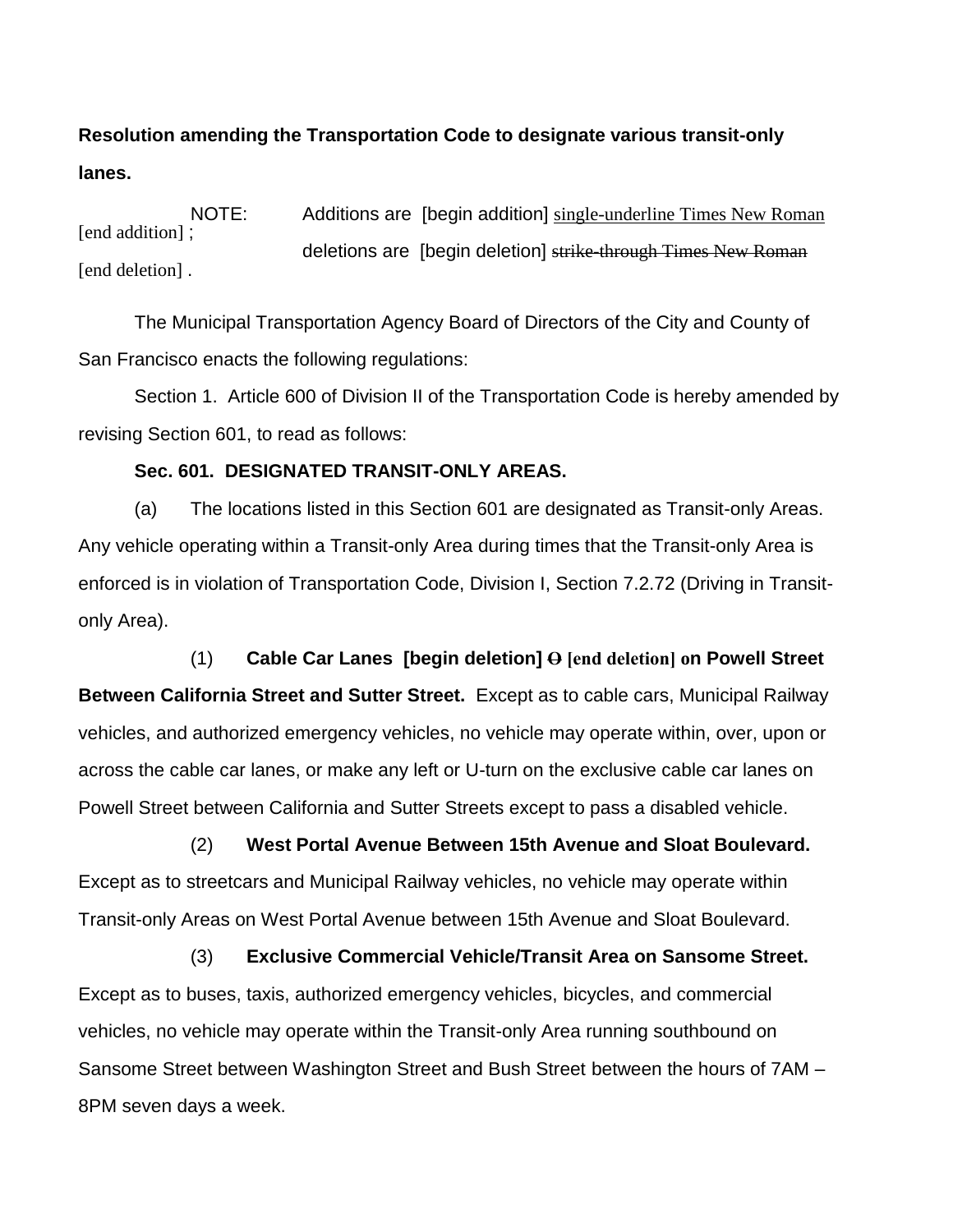**Resolution amending the Transportation Code to designate various transit-only lanes.**

NOTE: Additions are [begin addition] single-underline Times New Roman [end addition] ;
deletions are [begin deletion] ~~strike-through Times New Roman~~ [end deletion] .

The Municipal Transportation Agency Board of Directors of the City and County of San Francisco enacts the following regulations:

Section 1. Article 600 of Division II of the Transportation Code is hereby amended by revising Section 601, to read as follows:

**Sec. 601. DESIGNATED TRANSIT-ONLY AREAS.**

(a) The locations listed in this Section 601 are designated as Transit-only Areas. Any vehicle operating within a Transit-only Area during times that the Transit-only Area is enforced is in violation of Transportation Code, Division I, Section 7.2.72 (Driving in Transit-only Area).

(1) **Cable Car Lanes [begin deletion] ~~O~~ [end deletion] on Powell Street Between California Street and Sutter Street.** Except as to cable cars, Municipal Railway vehicles, and authorized emergency vehicles, no vehicle may operate within, over, upon or across the cable car lanes, or make any left or U-turn on the exclusive cable car lanes on Powell Street between California and Sutter Streets except to pass a disabled vehicle.

(2) **West Portal Avenue Between 15th Avenue and Sloat Boulevard.** Except as to streetcars and Municipal Railway vehicles, no vehicle may operate within Transit-only Areas on West Portal Avenue between 15th Avenue and Sloat Boulevard.

(3) **Exclusive Commercial Vehicle/Transit Area on Sansome Street.** Except as to buses, taxis, authorized emergency vehicles, bicycles, and commercial vehicles, no vehicle may operate within the Transit-only Area running southbound on Sansome Street between Washington Street and Bush Street between the hours of 7AM – 8PM seven days a week.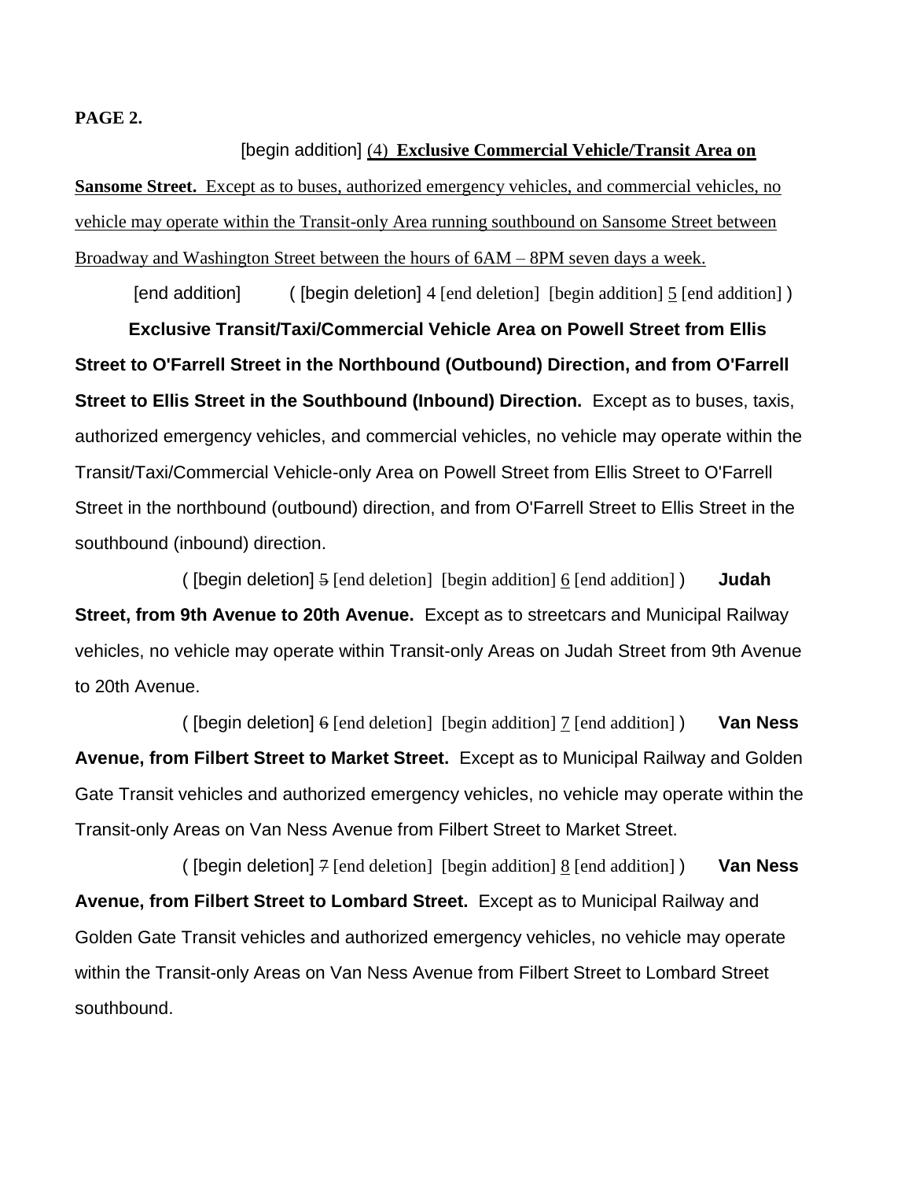**PAGE 2.**

[begin addition] (4) **Exclusive Commercial Vehicle/Transit Area on Sansome Street.** Except as to buses, authorized emergency vehicles, and commercial vehicles, no vehicle may operate within the Transit-only Area running southbound on Sansome Street between Broadway and Washington Street between the hours of 6AM – 8PM seven days a week.

[end addition] ( [begin deletion] 4 [end deletion] [begin addition] 5 [end addition] ) **Exclusive Transit/Taxi/Commercial Vehicle Area on Powell Street from Ellis Street to O'Farrell Street in the Northbound (Outbound) Direction, and from O'Farrell Street to Ellis Street in the Southbound (Inbound) Direction.** Except as to buses, taxis, authorized emergency vehicles, and commercial vehicles, no vehicle may operate within the Transit/Taxi/Commercial Vehicle-only Area on Powell Street from Ellis Street to O'Farrell Street in the northbound (outbound) direction, and from O'Farrell Street to Ellis Street in the southbound (inbound) direction.

( [begin deletion] 5 [end deletion] [begin addition] 6 [end addition] ) **Judah Street, from 9th Avenue to 20th Avenue.** Except as to streetcars and Municipal Railway vehicles, no vehicle may operate within Transit-only Areas on Judah Street from 9th Avenue to 20th Avenue.

( [begin deletion] 6 [end deletion] [begin addition] 7 [end addition] ) **Van Ness Avenue, from Filbert Street to Market Street.** Except as to Municipal Railway and Golden Gate Transit vehicles and authorized emergency vehicles, no vehicle may operate within the Transit-only Areas on Van Ness Avenue from Filbert Street to Market Street.

( [begin deletion] 7 [end deletion] [begin addition] 8 [end addition] ) **Van Ness Avenue, from Filbert Street to Lombard Street.** Except as to Municipal Railway and Golden Gate Transit vehicles and authorized emergency vehicles, no vehicle may operate within the Transit-only Areas on Van Ness Avenue from Filbert Street to Lombard Street southbound.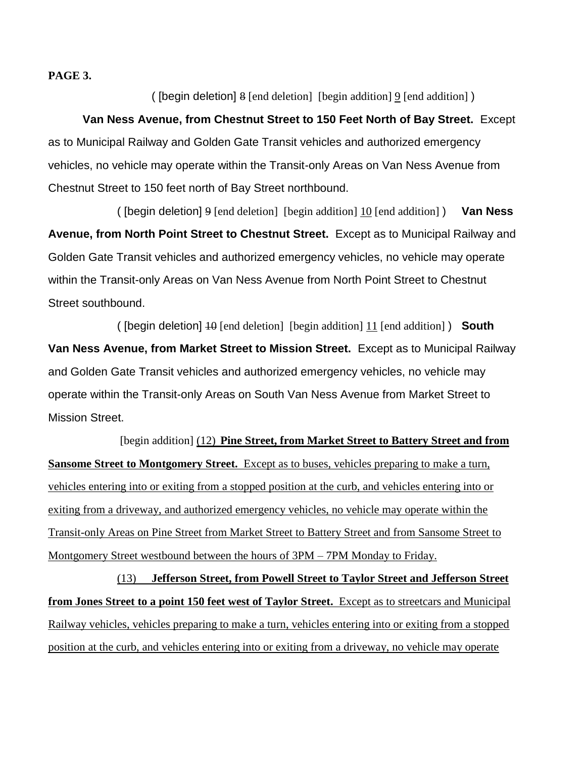**PAGE 3.**

( [begin deletion] ~~8~~ [end deletion] [begin addition] 9 [end addition] )

**Van Ness Avenue, from Chestnut Street to 150 Feet North of Bay Street.** Except as to Municipal Railway and Golden Gate Transit vehicles and authorized emergency vehicles, no vehicle may operate within the Transit-only Areas on Van Ness Avenue from Chestnut Street to 150 feet north of Bay Street northbound.

( [begin deletion] ~~9~~ [end deletion] [begin addition] 10 [end addition] ) **Van Ness Avenue, from North Point Street to Chestnut Street.** Except as to Municipal Railway and Golden Gate Transit vehicles and authorized emergency vehicles, no vehicle may operate within the Transit-only Areas on Van Ness Avenue from North Point Street to Chestnut Street southbound.

( [begin deletion] ~~10~~ [end deletion] [begin addition] 11 [end addition] ) **South Van Ness Avenue, from Market Street to Mission Street.** Except as to Municipal Railway and Golden Gate Transit vehicles and authorized emergency vehicles, no vehicle may operate within the Transit-only Areas on South Van Ness Avenue from Market Street to Mission Street.

[begin addition] (12) **Pine Street, from Market Street to Battery Street and from Sansome Street to Montgomery Street.** Except as to buses, vehicles preparing to make a turn, vehicles entering into or exiting from a stopped position at the curb, and vehicles entering into or exiting from a driveway, and authorized emergency vehicles, no vehicle may operate within the Transit-only Areas on Pine Street from Market Street to Battery Street and from Sansome Street to Montgomery Street westbound between the hours of 3PM – 7PM Monday to Friday.

(13) **Jefferson Street, from Powell Street to Taylor Street and Jefferson Street from Jones Street to a point 150 feet west of Taylor Street.** Except as to streetcars and Municipal Railway vehicles, vehicles preparing to make a turn, vehicles entering into or exiting from a stopped position at the curb, and vehicles entering into or exiting from a driveway, no vehicle may operate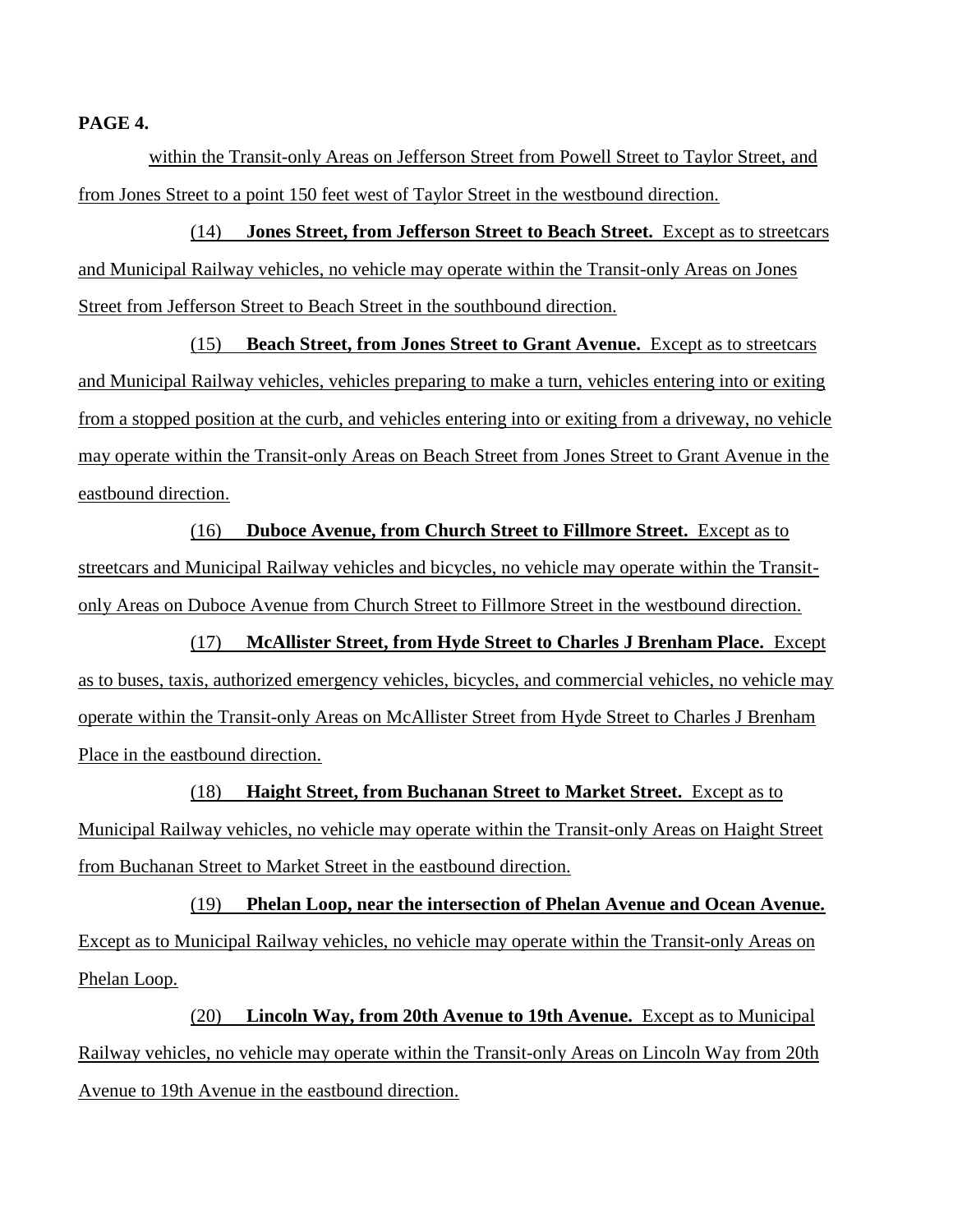**PAGE 4.**

within the Transit-only Areas on Jefferson Street from Powell Street to Taylor Street, and from Jones Street to a point 150 feet west of Taylor Street in the westbound direction.

(14) **Jones Street, from Jefferson Street to Beach Street.** Except as to streetcars and Municipal Railway vehicles, no vehicle may operate within the Transit-only Areas on Jones Street from Jefferson Street to Beach Street in the southbound direction.

(15) **Beach Street, from Jones Street to Grant Avenue.** Except as to streetcars and Municipal Railway vehicles, vehicles preparing to make a turn, vehicles entering into or exiting from a stopped position at the curb, and vehicles entering into or exiting from a driveway, no vehicle may operate within the Transit-only Areas on Beach Street from Jones Street to Grant Avenue in the eastbound direction.

(16) **Duboce Avenue, from Church Street to Fillmore Street.** Except as to streetcars and Municipal Railway vehicles and bicycles, no vehicle may operate within the Transit-only Areas on Duboce Avenue from Church Street to Fillmore Street in the westbound direction.

(17) **McAllister Street, from Hyde Street to Charles J Brenham Place.** Except as to buses, taxis, authorized emergency vehicles, bicycles, and commercial vehicles, no vehicle may operate within the Transit-only Areas on McAllister Street from Hyde Street to Charles J Brenham Place in the eastbound direction.

(18) **Haight Street, from Buchanan Street to Market Street.** Except as to Municipal Railway vehicles, no vehicle may operate within the Transit-only Areas on Haight Street from Buchanan Street to Market Street in the eastbound direction.

(19) **Phelan Loop, near the intersection of Phelan Avenue and Ocean Avenue.** Except as to Municipal Railway vehicles, no vehicle may operate within the Transit-only Areas on Phelan Loop.

(20) **Lincoln Way, from 20th Avenue to 19th Avenue.** Except as to Municipal Railway vehicles, no vehicle may operate within the Transit-only Areas on Lincoln Way from 20th Avenue to 19th Avenue in the eastbound direction.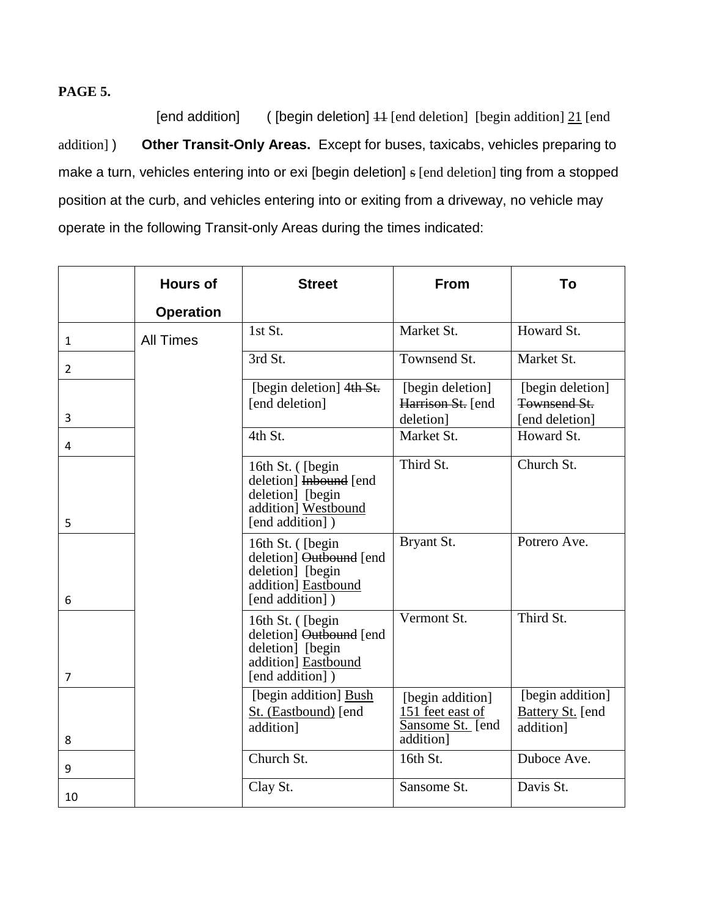**PAGE 5.**

[end addition] ( [begin deletion] ~~11~~ [end deletion] [begin addition] 21 [end addition] ) **Other Transit-Only Areas.** Except for buses, taxicabs, vehicles preparing to make a turn, vehicles entering into or exi [begin deletion] ~~s~~ [end deletion] ting from a stopped position at the curb, and vehicles entering into or exiting from a driveway, no vehicle may operate in the following Transit-only Areas during the times indicated:

| | Hours of Operation | Street | From | To |
|---|---|---|---|---|
| 1 | All Times | 1st St. | Market St. | Howard St. |
| 2 | | 3rd St. | Townsend St. | Market St. |
| 3 | | [begin deletion] ~~4th St.~~ [end deletion] | [begin deletion] ~~Harrison St.~~ [end deletion] | [begin deletion] ~~Townsend St.~~ [end deletion] |
| 4 | | 4th St. | Market St. | Howard St. |
| 5 | | 16th St. ( [begin deletion] ~~Inbound~~ [end deletion] [begin addition] Westbound [end addition] ) | Third St. | Church St. |
| 6 | | 16th St. ( [begin deletion] ~~Outbound~~ [end deletion] [begin addition] Eastbound [end addition] ) | Bryant St. | Potrero Ave. |
| 7 | | 16th St. ( [begin deletion] ~~Outbound~~ [end deletion] [begin addition] Eastbound [end addition] ) | Vermont St. | Third St. |
| 8 | | [begin addition] Bush St. (Eastbound) [end addition] | [begin addition] 151 feet east of Sansome St. [end addition] | [begin addition] Battery St. [end addition] |
| 9 | | Church St. | 16th St. | Duboce Ave. |
| 10 | | Clay St. | Sansome St. | Davis St. |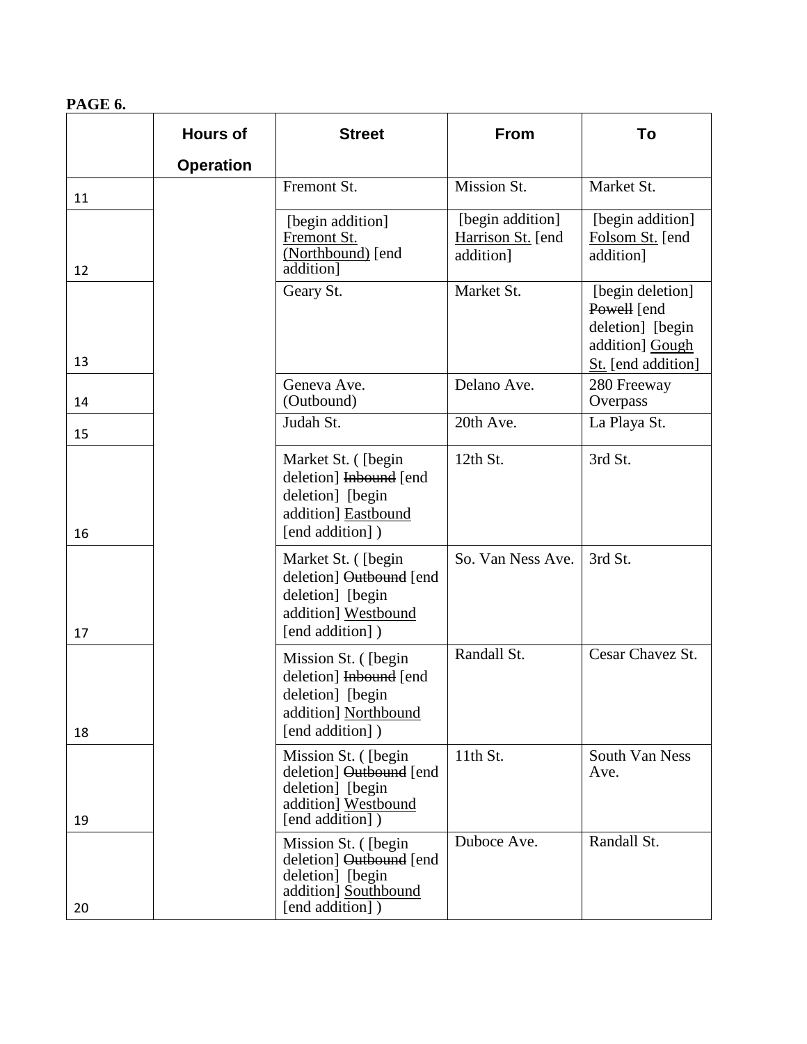**PAGE 6.**

| | Hours of Operation | Street | From | To |
|---|---|---|---|---|
| 11 | | Fremont St. | Mission St. | Market St. |
| 12 | | [begin addition] Fremont St. (Northbound) [end addition] | [begin addition] Harrison St. [end addition] | [begin addition] Folsom St. [end addition] |
| 13 | | Geary St. | Market St. | [begin deletion] Powell [end deletion] [begin addition] Gough St. [end addition] |
| 14 | | Geneva Ave. (Outbound) | Delano Ave. | 280 Freeway Overpass |
| 15 | | Judah St. | 20th Ave. | La Playa St. |
| 16 | | Market St. ( [begin deletion] Inbound [end deletion] [begin addition] Eastbound [end addition] ) | 12th St. | 3rd St. |
| 17 | | Market St. ( [begin deletion] Outbound [end deletion] [begin addition] Westbound [end addition] ) | So. Van Ness Ave. | 3rd St. |
| 18 | | Mission St. ( [begin deletion] Inbound [end deletion] [begin addition] Northbound [end addition] ) | Randall St. | Cesar Chavez St. |
| 19 | | Mission St. ( [begin deletion] Outbound [end deletion] [begin addition] Westbound [end addition] ) | 11th St. | South Van Ness Ave. |
| 20 | | Mission St. ( [begin deletion] Outbound [end deletion] [begin addition] Southbound [end addition] ) | Duboce Ave. | Randall St. |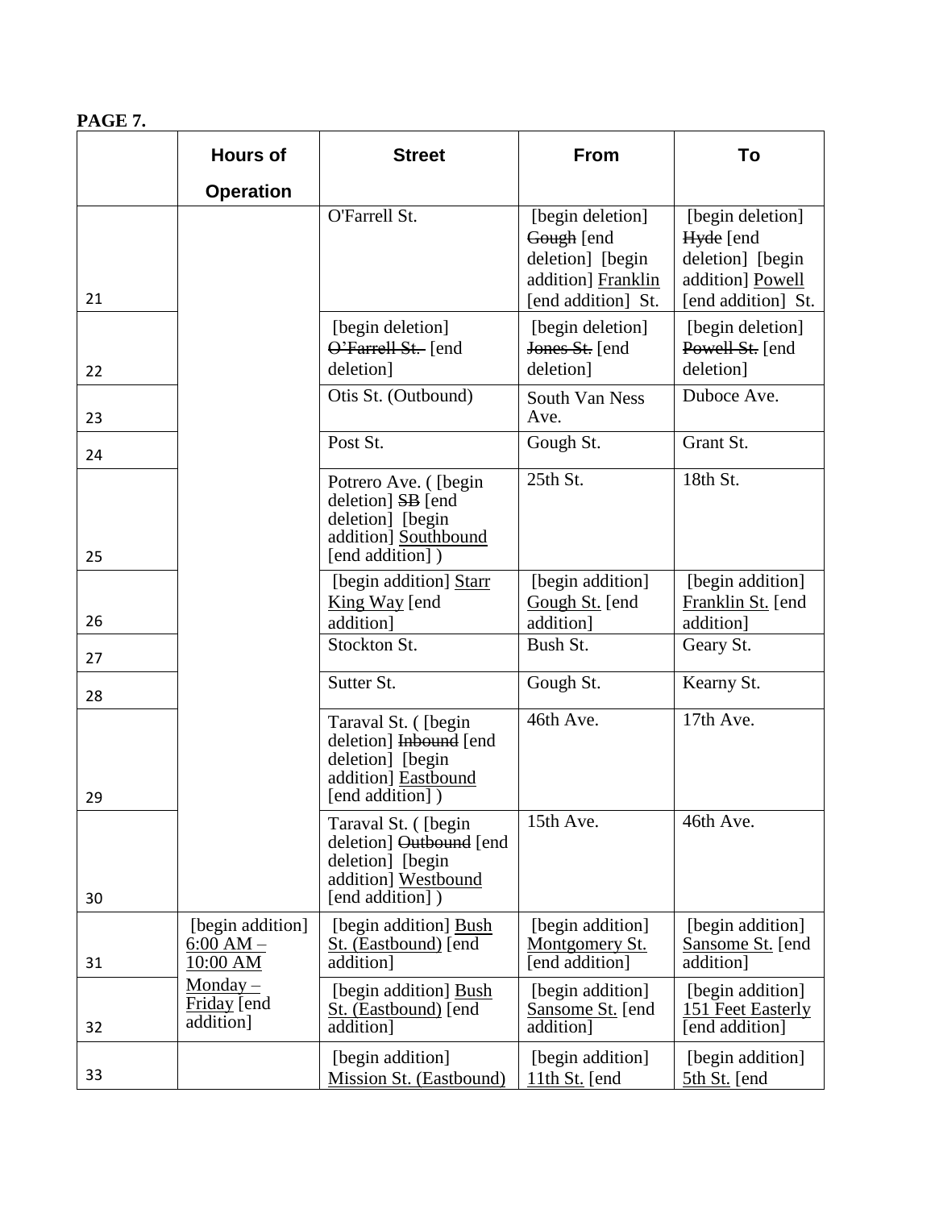**PAGE 7.**

| | Hours of Operation | Street | From | To |
|---|---|---|---|---|
| 21 | | O'Farrell St. | [begin deletion] Gough [end deletion] [begin addition] Franklin [end addition] St. | [begin deletion] Hyde [end deletion] [begin addition] Powell [end addition] St. |
| 22 | | [begin deletion] O'Farrell St. [end deletion] | [begin deletion] Jones St. [end deletion] | [begin deletion] Powell St. [end deletion] |
| 23 | | Otis St. (Outbound) | South Van Ness Ave. | Duboce Ave. |
| 24 | | Post St. | Gough St. | Grant St. |
| 25 | | Potrero Ave. ( [begin deletion] SB [end deletion] [begin addition] Southbound [end addition] ) | 25th St. | 18th St. |
| 26 | | [begin addition] Starr King Way [end addition] | [begin addition] Gough St. [end addition] | [begin addition] Franklin St. [end addition] |
| 27 | | Stockton St. | Bush St. | Geary St. |
| 28 | | Sutter St. | Gough St. | Kearny St. |
| 29 | | Taraval St. ( [begin deletion] Inbound [end deletion] [begin addition] Eastbound [end addition] ) | 46th Ave. | 17th Ave. |
| 30 | | Taraval St. ( [begin deletion] Outbound [end deletion] [begin addition] Westbound [end addition] ) | 15th Ave. | 46th Ave. |
| 31 | [begin addition] 6:00 AM – 10:00 AM Monday – Friday [end addition] | [begin addition] Bush St. (Eastbound) [end addition] | [begin addition] Montgomery St. [end addition] | [begin addition] Sansome St. [end addition] |
| 32 | | [begin addition] Bush St. (Eastbound) [end addition] | [begin addition] Sansome St. [end addition] | [begin addition] 151 Feet Easterly [end addition] |
| 33 | | [begin addition] Mission St. (Eastbound) | [begin addition] 11th St. [end | [begin addition] 5th St. [end |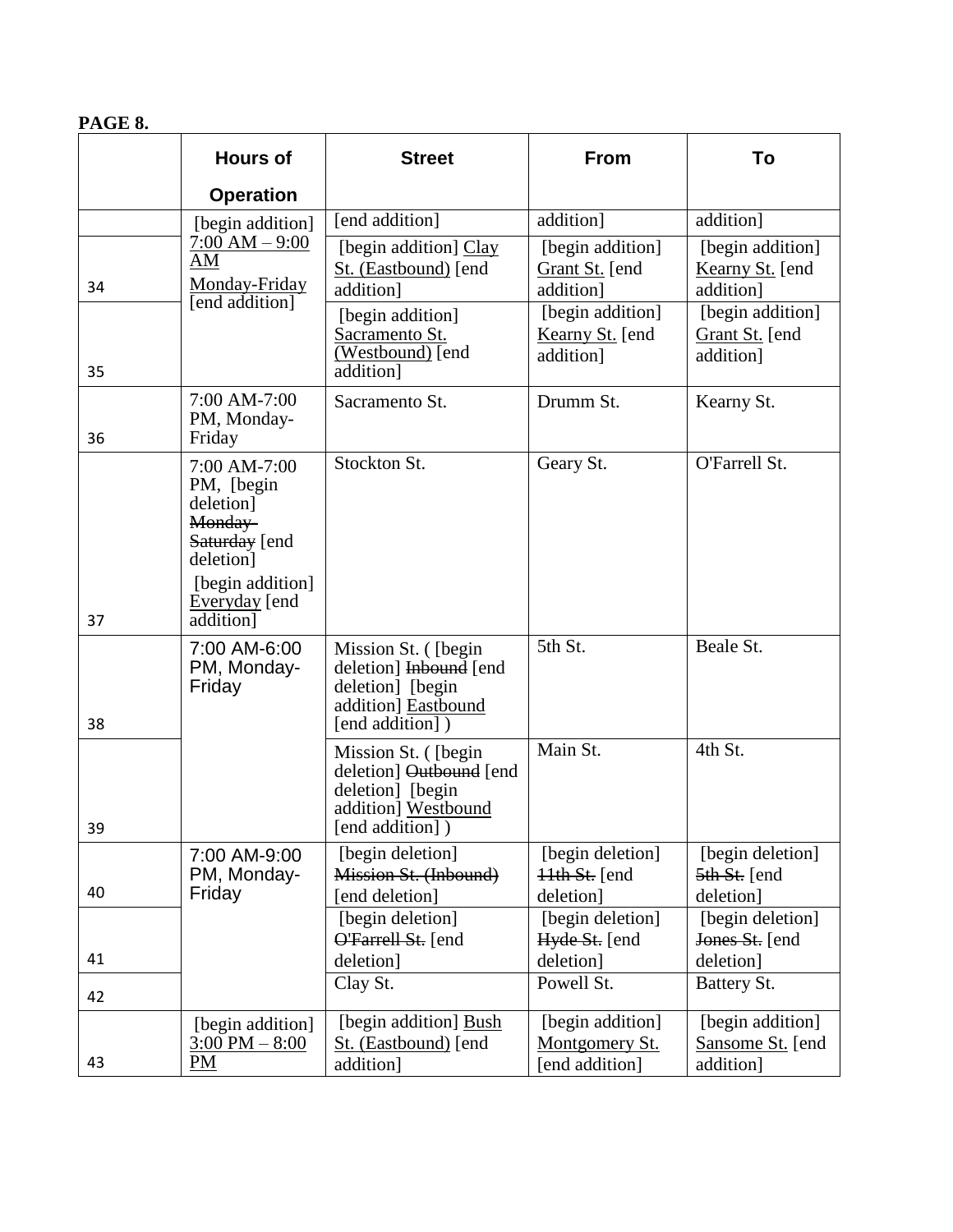**PAGE 8.**

| | Hours of Operation | Street | From | To |
|---|---|---|---|---|
| | [begin addition] 7:00 AM – 9:00 AM Monday-Friday [end addition] | [end addition] | addition] | addition] |
| 34 | | [begin addition] Clay St. (Eastbound) [end addition] | [begin addition] Grant St. [end addition] | [begin addition] Kearny St. [end addition] |
| 35 | | [begin addition] Sacramento St. (Westbound) [end addition] | [begin addition] Kearny St. [end addition] | [begin addition] Grant St. [end addition] |
| 36 | 7:00 AM-7:00 PM, Monday-Friday | Sacramento St. | Drumm St. | Kearny St. |
| 37 | 7:00 AM-7:00 PM, [begin deletion] ~~Monday-Saturday~~ [end deletion] [begin addition] Everyday [end addition] | Stockton St. | Geary St. | O'Farrell St. |
| 38 | 7:00 AM-6:00 PM, Monday-Friday | Mission St. ( [begin deletion] ~~Inbound~~ [end deletion] [begin addition] Eastbound [end addition] ) | 5th St. | Beale St. |
| 39 | | Mission St. ( [begin deletion] ~~Outbound~~ [end deletion] [begin addition] Westbound [end addition] ) | Main St. | 4th St. |
| 40 | 7:00 AM-9:00 PM, Monday-Friday | [begin deletion] ~~Mission St. (Inbound)~~ [end deletion] | [begin deletion] ~~11th St.~~ [end deletion] | [begin deletion] ~~5th St.~~ [end deletion] |
| 41 | | [begin deletion] ~~O'Farrell St.~~ [end deletion] | [begin deletion] ~~Hyde St.~~ [end deletion] | [begin deletion] ~~Jones St.~~ [end deletion] |
| 42 | | Clay St. | Powell St. | Battery St. |
| 43 | [begin addition] 3:00 PM – 8:00 PM | [begin addition] Bush St. (Eastbound) [end addition] | [begin addition] Montgomery St. [end addition] | [begin addition] Sansome St. [end addition] |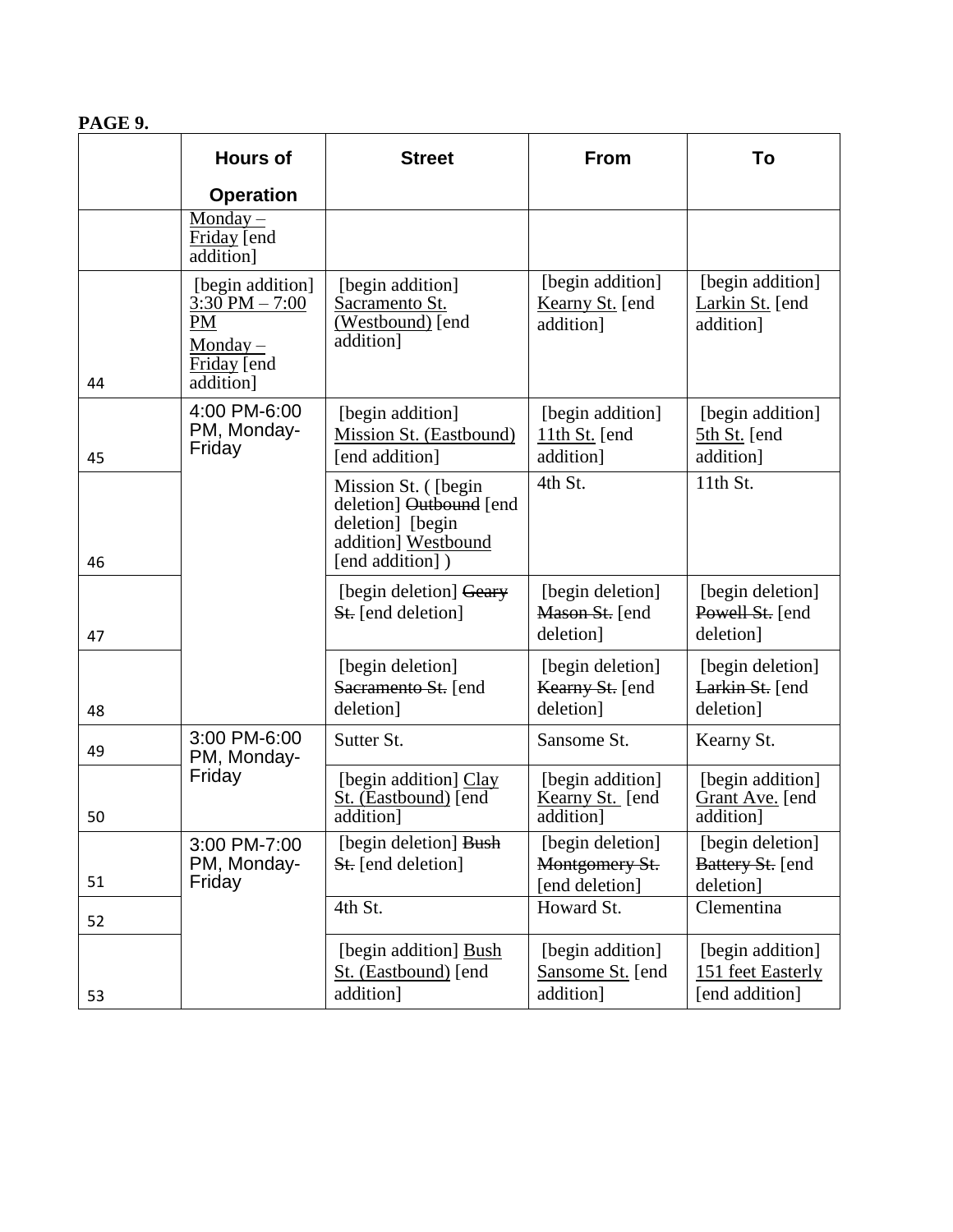**PAGE 9.**

| | Hours of Operation | Street | From | To |
|---|---|---|---|---|
| | Monday – Friday [end addition] | | | |
| 44 | [begin addition] 3:30 PM – 7:00 PM Monday – Friday [end addition] | [begin addition] Sacramento St. (Westbound) [end addition] | [begin addition] Kearny St. [end addition] | [begin addition] Larkin St. [end addition] |
| 45 | 4:00 PM-6:00 PM, Monday-Friday | [begin addition] Mission St. (Eastbound) [end addition] | [begin addition] 11th St. [end addition] | [begin addition] 5th St. [end addition] |
| 46 | | Mission St. ( [begin deletion] ~~Outbound~~ [end deletion] [begin addition] Westbound [end addition] ) | 4th St. | 11th St. |
| 47 | | [begin deletion] ~~Geary St.~~ [end deletion] | [begin deletion] ~~Mason St.~~ [end deletion] | [begin deletion] ~~Powell St.~~ [end deletion] |
| 48 | | [begin deletion] ~~Sacramento St.~~ [end deletion] | [begin deletion] ~~Kearny St.~~ [end deletion] | [begin deletion] ~~Larkin St.~~ [end deletion] |
| 49 | 3:00 PM-6:00 PM, Monday-Friday | Sutter St. | Sansome St. | Kearny St. |
| 50 | | [begin addition] Clay St. (Eastbound) [end addition] | [begin addition] Kearny St. [end addition] | [begin addition] Grant Ave. [end addition] |
| 51 | 3:00 PM-7:00 PM, Monday-Friday | [begin deletion] ~~Bush St.~~ [end deletion] | [begin deletion] ~~Montgomery St.~~ [end deletion] | [begin deletion] ~~Battery St.~~ [end deletion] |
| 52 | | 4th St. | Howard St. | Clementina |
| 53 | | [begin addition] Bush St. (Eastbound) [end addition] | [begin addition] Sansome St. [end addition] | [begin addition] 151 feet Easterly [end addition] |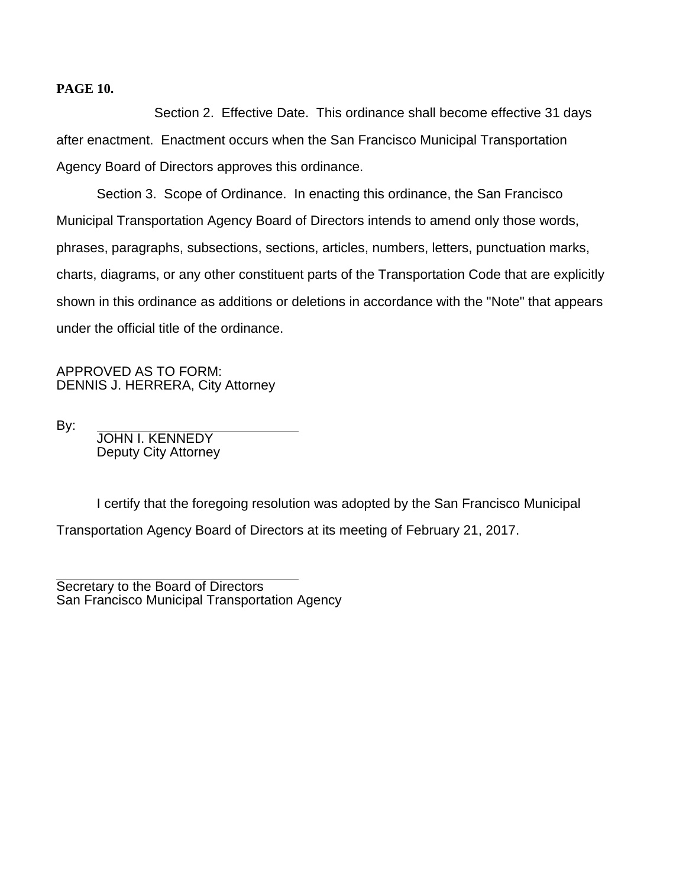**PAGE 10.**

Section 2. Effective Date. This ordinance shall become effective 31 days after enactment. Enactment occurs when the San Francisco Municipal Transportation Agency Board of Directors approves this ordinance.

Section 3. Scope of Ordinance. In enacting this ordinance, the San Francisco Municipal Transportation Agency Board of Directors intends to amend only those words, phrases, paragraphs, subsections, sections, articles, numbers, letters, punctuation marks, charts, diagrams, or any other constituent parts of the Transportation Code that are explicitly shown in this ordinance as additions or deletions in accordance with the "Note" that appears under the official title of the ordinance.

APPROVED AS TO FORM:
DENNIS J. HERRERA, City Attorney

By: ____________________________
JOHN I. KENNEDY
Deputy City Attorney

I certify that the foregoing resolution was adopted by the San Francisco Municipal Transportation Agency Board of Directors at its meeting of February 21, 2017.

____________________________
Secretary to the Board of Directors
San Francisco Municipal Transportation Agency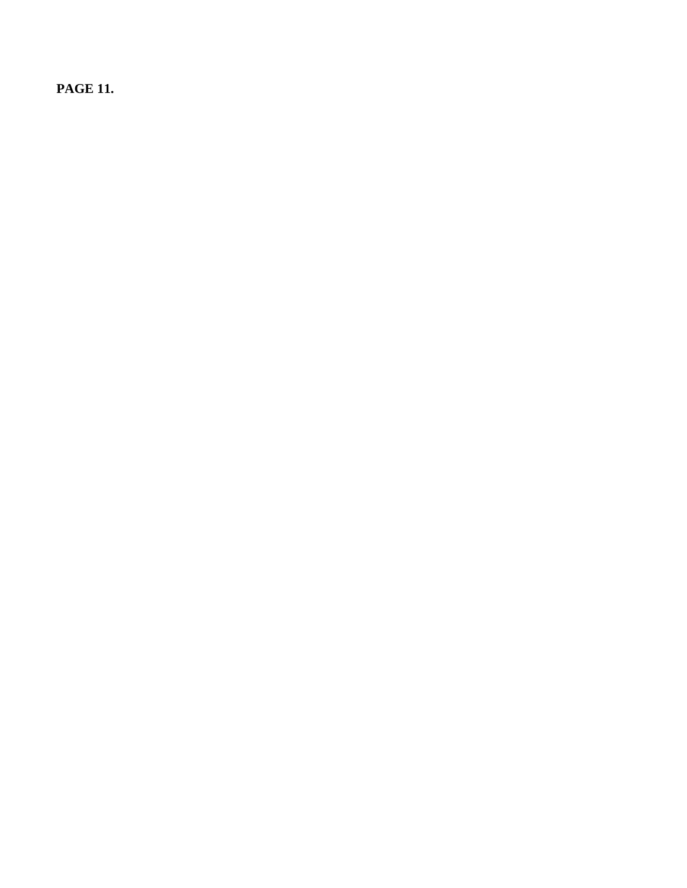**PAGE 11.**